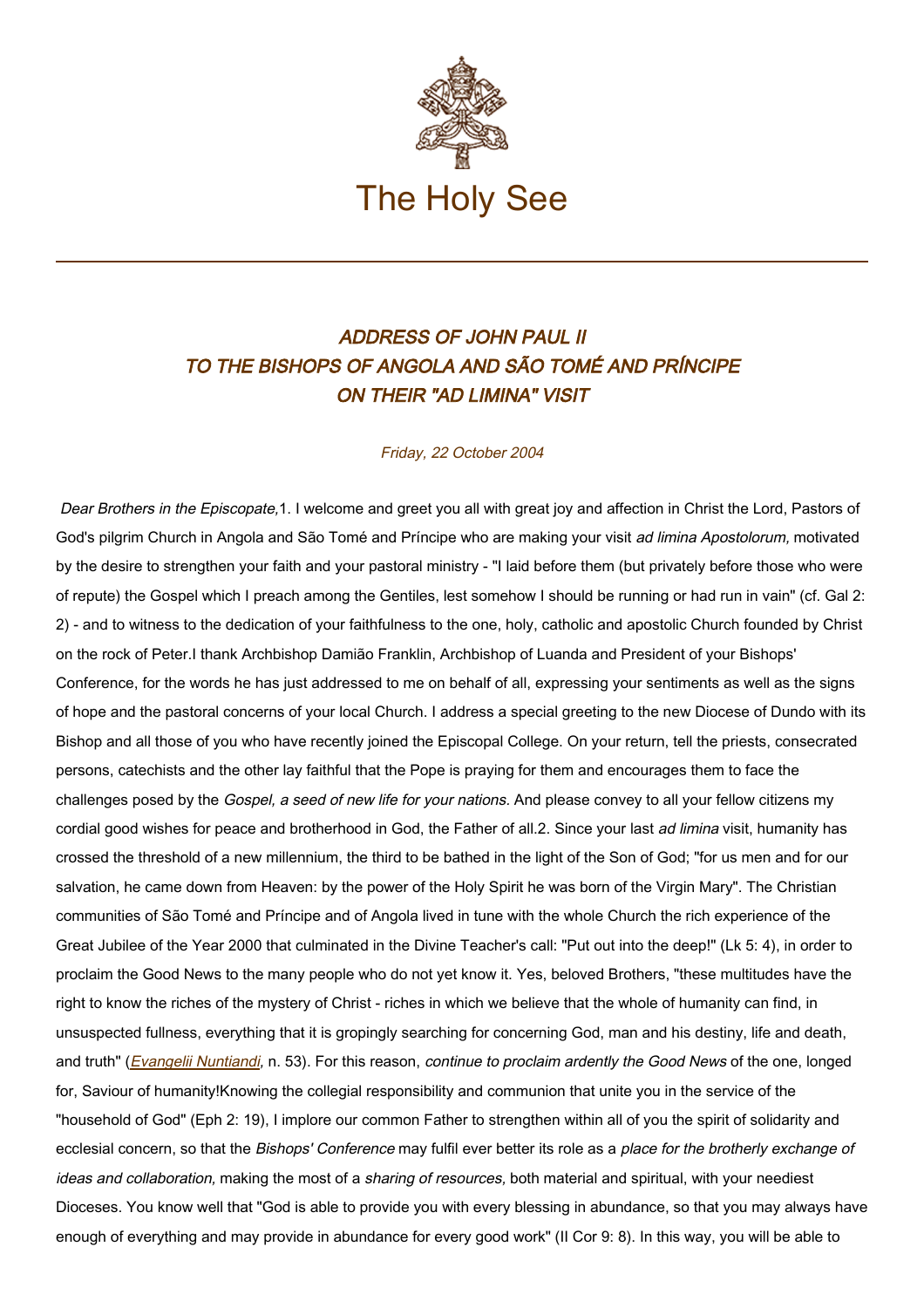# The Holy See

## *ADDRESS OF JOHN PAUL II TO THE BISHOPS OF ANGOLA AND SÃO TOMÉ AND PRÍNCIPE ON THEIR "AD LIMINA" VISIT*

*Friday, 22 October 2004*

*Dear Brothers in the Episcopate,*

1. I welcome and greet you all with great joy and affection in Christ the Lord, Pastors of God's pilgrim Church in Angola and São Tomé and Príncipe who are making your visit *ad limina Apostolorum,* motivated by the desire to strengthen your faith and your pastoral ministry - "I laid before them (but privately before those who were of repute) the Gospel which I preach among the Gentiles, lest somehow I should be running or had run in vain" (cf. Gal 2: 2) - and to witness to the dedication of your faithfulness to the one, holy, catholic and apostolic Church founded by Christ on the rock of Peter.

I thank Archbishop Damião Franklin, Archbishop of Luanda and President of your Bishops' Conference, for the words he has just addressed to me on behalf of all, expressing your sentiments as well as the signs of hope and the pastoral concerns of your local Church. I address a special greeting to the new Diocese of Dundo with its Bishop and all those of you who have recently joined the Episcopal College. On your return, tell the priests, consecrated persons, catechists and the other lay faithful that the Pope is praying for them and encourages them to face the challenges posed by the *Gospel, a seed of new life for your nations.* And please convey to all your fellow citizens my cordial good wishes for peace and brotherhood in God, the Father of all.

2. Since your last *ad limina* visit, humanity has crossed the threshold of a new millennium, the third to be bathed in the light of the Son of God; "for us men and for our salvation, he came down from Heaven: by the power of the Holy Spirit he was born of the Virgin Mary". The Christian communities of São Tomé and Príncipe and of Angola lived in tune with the whole Church the rich experience of the Great Jubilee of the Year 2000 that culminated in the Divine Teacher's call: "Put out into the deep!" (Lk 5: 4), in order to proclaim the Good News to the many people who do not yet know it. Yes, beloved Brothers, "these multitudes have the right to know the riches of the mystery of Christ - riches in which we believe that the whole of humanity can find, in unsuspected fullness, everything that it is gropingly searching for concerning God, man and his destiny, life and death, and truth" (*Evangelii Nuntiandi,* n. 53). For this reason, *continue to proclaim ardently the Good News* of the one, longed for, Saviour of humanity!

Knowing the collegial responsibility and communion that unite you in the service of the "household of God" (Eph 2: 19), I implore our common Father to strengthen within all of you the spirit of solidarity and ecclesial concern, so that the *Bishops' Conference* may fulfil ever better its role as a *place for the brotherly exchange of ideas and collaboration,* making the most of a *sharing of resources,* both material and spiritual, with your neediest Dioceses. You know well that "God is able to provide you with every blessing in abundance, so that you may always have enough of everything and may provide in abundance for every good work" (II Cor 9: 8). In this way, you will be able to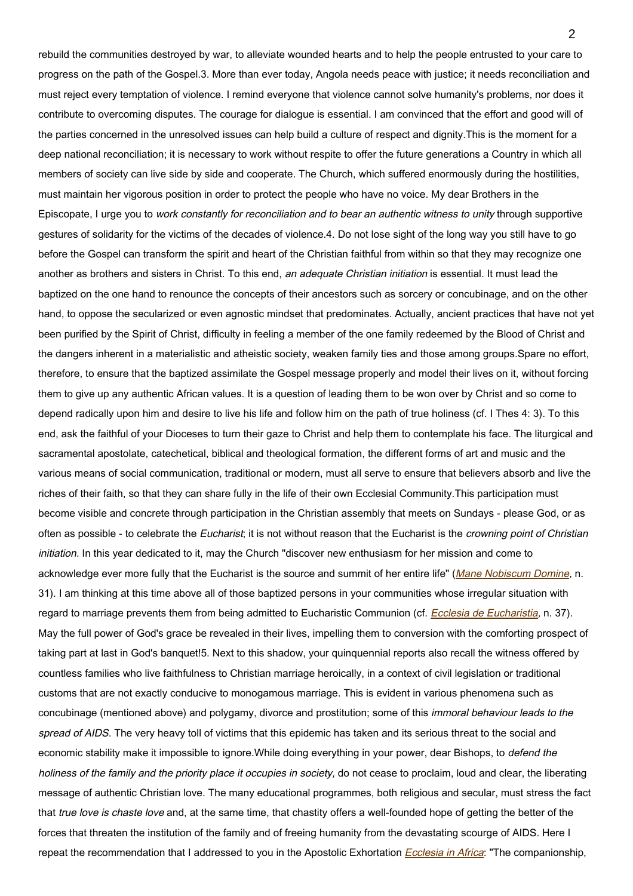rebuild the communities destroyed by war, to alleviate wounded hearts and to help the people entrusted to your care to progress on the path of the Gospel.3. More than ever today, Angola needs peace with justice; it needs reconciliation and must reject every temptation of violence. I remind everyone that violence cannot solve humanity's problems, nor does it contribute to overcoming disputes. The courage for dialogue is essential. I am convinced that the effort and good will of the parties concerned in the unresolved issues can help build a culture of respect and dignity.This is the moment for a deep national reconciliation; it is necessary to work without respite to offer the future generations a Country in which all members of society can live side by side and cooperate. The Church, which suffered enormously during the hostilities, must maintain her vigorous position in order to protect the people who have no voice. My dear Brothers in the Episcopate, I urge you to *work constantly for reconciliation and to bear an authentic witness to unity* through supportive gestures of solidarity for the victims of the decades of violence.4. Do not lose sight of the long way you still have to go before the Gospel can transform the spirit and heart of the Christian faithful from within so that they may recognize one another as brothers and sisters in Christ. To this end, *an adequate Christian initiation* is essential. It must lead the baptized on the one hand to renounce the concepts of their ancestors such as sorcery or concubinage, and on the other hand, to oppose the secularized or even agnostic mindset that predominates. Actually, ancient practices that have not yet been purified by the Spirit of Christ, difficulty in feeling a member of the one family redeemed by the Blood of Christ and the dangers inherent in a materialistic and atheistic society, weaken family ties and those among groups.Spare no effort, therefore, to ensure that the baptized assimilate the Gospel message properly and model their lives on it, without forcing them to give up any authentic African values. It is a question of leading them to be won over by Christ and so come to depend radically upon him and desire to live his life and follow him on the path of true holiness (cf. I Thes 4: 3). To this end, ask the faithful of your Dioceses to turn their gaze to Christ and help them to contemplate his face. The liturgical and sacramental apostolate, catechetical, biblical and theological formation, the different forms of art and music and the various means of social communication, traditional or modern, must all serve to ensure that believers absorb and live the riches of their faith, so that they can share fully in the life of their own Ecclesial Community.This participation must become visible and concrete through participation in the Christian assembly that meets on Sundays - please God, or as often as possible - to celebrate the *Eucharist*; it is not without reason that the Eucharist is the *crowning point of Christian initiation.* In this year dedicated to it, may the Church "discover new enthusiasm for her mission and come to acknowledge ever more fully that the Eucharist is the source and summit of her entire life" (*Mane Nobiscum Domine,* n. 31). I am thinking at this time above all of those baptized persons in your communities whose irregular situation with regard to marriage prevents them from being admitted to Eucharistic Communion (cf. *Ecclesia de Eucharistia,* n. 37). May the full power of God's grace be revealed in their lives, impelling them to conversion with the comforting prospect of taking part at last in God's banquet!5. Next to this shadow, your quinquennial reports also recall the witness offered by countless families who live faithfulness to Christian marriage heroically, in a context of civil legislation or traditional customs that are not exactly conducive to monogamous marriage. This is evident in various phenomena such as concubinage (mentioned above) and polygamy, divorce and prostitution; some of this *immoral behaviour leads to the spread of AIDS.* The very heavy toll of victims that this epidemic has taken and its serious threat to the social and economic stability make it impossible to ignore.While doing everything in your power, dear Bishops, to *defend the holiness of the family and the priority place it occupies in society,* do not cease to proclaim, loud and clear, the liberating message of authentic Christian love. The many educational programmes, both religious and secular, must stress the fact that *true love is chaste love* and, at the same time, that chastity offers a well-founded hope of getting the better of the forces that threaten the institution of the family and of freeing humanity from the devastating scourge of AIDS. Here I repeat the recommendation that I addressed to you in the Apostolic Exhortation *Ecclesia in Africa*: "The companionship,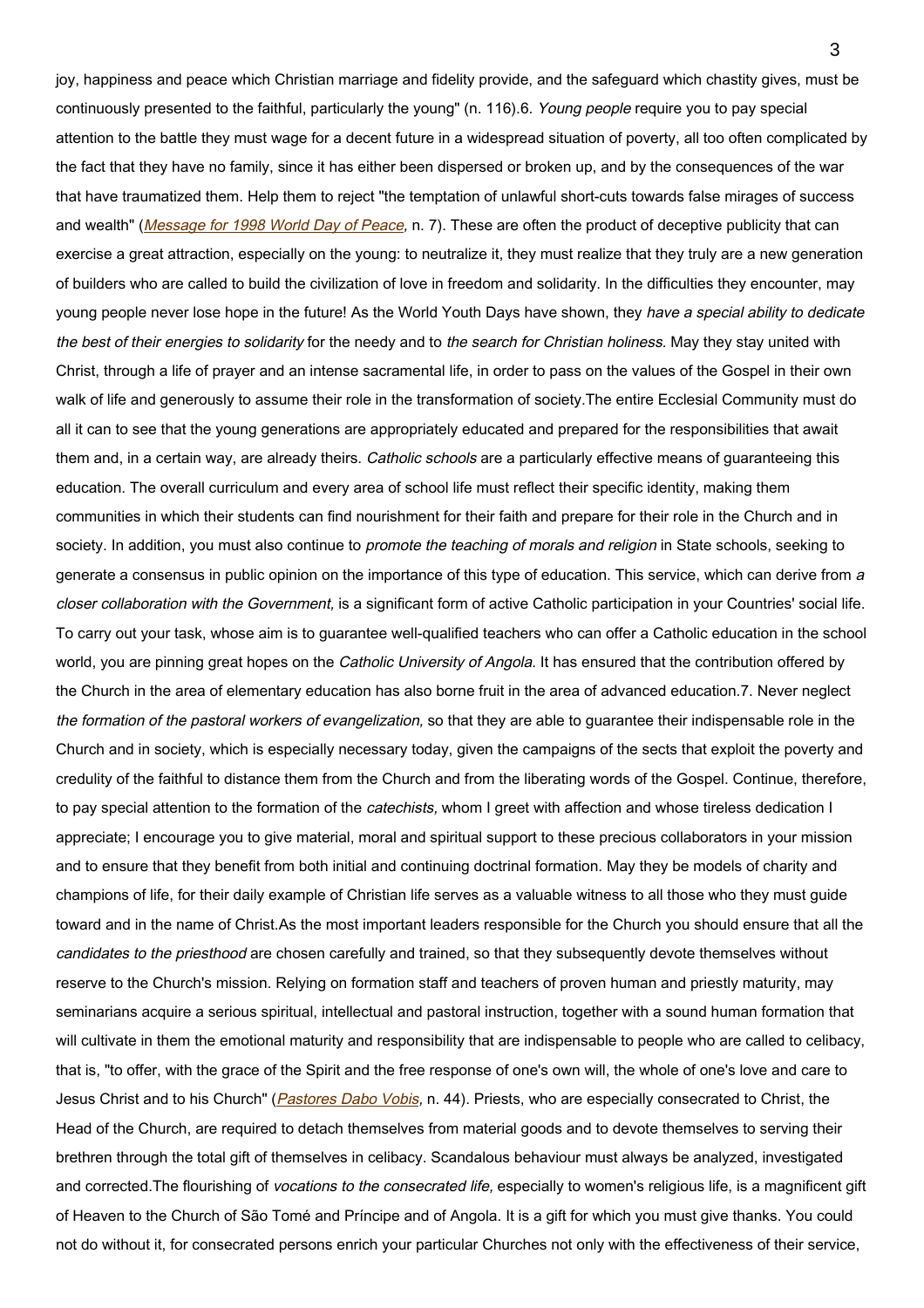joy, happiness and peace which Christian marriage and fidelity provide, and the safeguard which chastity gives, must be continuously presented to the faithful, particularly the young" (n. 116).

6. *Young people* require you to pay special attention to the battle they must wage for a decent future in a widespread situation of poverty, all too often complicated by the fact that they have no family, since it has either been dispersed or broken up, and by the consequences of the war that have traumatized them. Help them to reject "the temptation of unlawful short-cuts towards false mirages of success and wealth" (*Message for 1998 World Day of Peace,* n. 7). These are often the product of deceptive publicity that can exercise a great attraction, especially on the young: to neutralize it, they must realize that they truly are a new generation of builders who are called to build the civilization of love in freedom and solidarity. In the difficulties they encounter, may young people never lose hope in the future! As the World Youth Days have shown, they *have a special ability to dedicate the best of their energies to solidarity* for the needy and to *the search for Christian holiness.* May they stay united with Christ, through a life of prayer and an intense sacramental life, in order to pass on the values of the Gospel in their own walk of life and generously to assume their role in the transformation of society.

The entire Ecclesial Community must do all it can to see that the young generations are appropriately educated and prepared for the responsibilities that await them and, in a certain way, are already theirs. *Catholic schools* are a particularly effective means of guaranteeing this education. The overall curriculum and every area of school life must reflect their specific identity, making them communities in which their students can find nourishment for their faith and prepare for their role in the Church and in society. In addition, you must also continue to *promote the teaching of morals and religion* in State schools, seeking to generate a consensus in public opinion on the importance of this type of education. This service, which can derive from *a closer collaboration with the Government,* is a significant form of active Catholic participation in your Countries' social life. To carry out your task, whose aim is to guarantee well-qualified teachers who can offer a Catholic education in the school world, you are pinning great hopes on the *Catholic University of Angola.* It has ensured that the contribution offered by the Church in the area of elementary education has also borne fruit in the area of advanced education.

7. Never neglect *the formation of the pastoral workers of evangelization,* so that they are able to guarantee their indispensable role in the Church and in society, which is especially necessary today, given the campaigns of the sects that exploit the poverty and credulity of the faithful to distance them from the Church and from the liberating words of the Gospel. Continue, therefore, to pay special attention to the formation of the *catechists,* whom I greet with affection and whose tireless dedication I appreciate; I encourage you to give material, moral and spiritual support to these precious collaborators in your mission and to ensure that they benefit from both initial and continuing doctrinal formation. May they be models of charity and champions of life, for their daily example of Christian life serves as a valuable witness to all those who they must guide toward and in the name of Christ.

As the most important leaders responsible for the Church you should ensure that all the *candidates to the priesthood* are chosen carefully and trained, so that they subsequently devote themselves without reserve to the Church's mission. Relying on formation staff and teachers of proven human and priestly maturity, may seminarians acquire a serious spiritual, intellectual and pastoral instruction, together with a sound human formation that will cultivate in them the emotional maturity and responsibility that are indispensable to people who are called to celibacy, that is, "to offer, with the grace of the Spirit and the free response of one's own will, the whole of one's love and care to Jesus Christ and to his Church" (*Pastores Dabo Vobis,* n. 44). Priests, who are especially consecrated to Christ, the Head of the Church, are required to detach themselves from material goods and to devote themselves to serving their brethren through the total gift of themselves in celibacy. Scandalous behaviour must always be analyzed, investigated and corrected.

The flourishing of *vocations to the consecrated life,* especially to women's religious life, is a magnificent gift of Heaven to the Church of São Tomé and Príncipe and of Angola. It is a gift for which you must give thanks. You could not do without it, for consecrated persons enrich your particular Churches not only with the effectiveness of their service,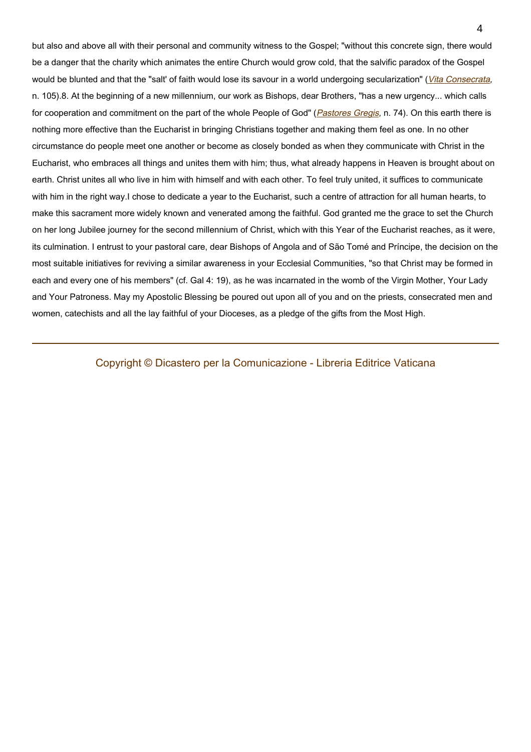but also and above all with their personal and community witness to the Gospel; "without this concrete sign, there would be a danger that the charity which animates the entire Church would grow cold, that the salvific paradox of the Gospel would be blunted and that the "salt' of faith would lose its savour in a world undergoing secularization" (*Vita Consecrata*, n. 105).8. At the beginning of a new millennium, our work as Bishops, dear Brothers, "has a new urgency... which calls for cooperation and commitment on the part of the whole People of God" (*Pastores Gregis*, n. 74). On this earth there is nothing more effective than the Eucharist in bringing Christians together and making them feel as one. In no other circumstance do people meet one another or become as closely bonded as when they communicate with Christ in the Eucharist, who embraces all things and unites them with him; thus, what already happens in Heaven is brought about on earth. Christ unites all who live in him with himself and with each other. To feel truly united, it suffices to communicate with him in the right way.I chose to dedicate a year to the Eucharist, such a centre of attraction for all human hearts, to make this sacrament more widely known and venerated among the faithful. God granted me the grace to set the Church on her long Jubilee journey for the second millennium of Christ, which with this Year of the Eucharist reaches, as it were, its culmination. I entrust to your pastoral care, dear Bishops of Angola and of São Tomé and Príncipe, the decision on the most suitable initiatives for reviving a similar awareness in your Ecclesial Communities, "so that Christ may be formed in each and every one of his members" (cf. Gal 4: 19), as he was incarnated in the womb of the Virgin Mother, Your Lady and Your Patroness. May my Apostolic Blessing be poured out upon all of you and on the priests, consecrated men and women, catechists and all the lay faithful of your Dioceses, as a pledge of the gifts from the Most High.

---

Copyright © Dicastero per la Comunicazione - Libreria Editrice Vaticana